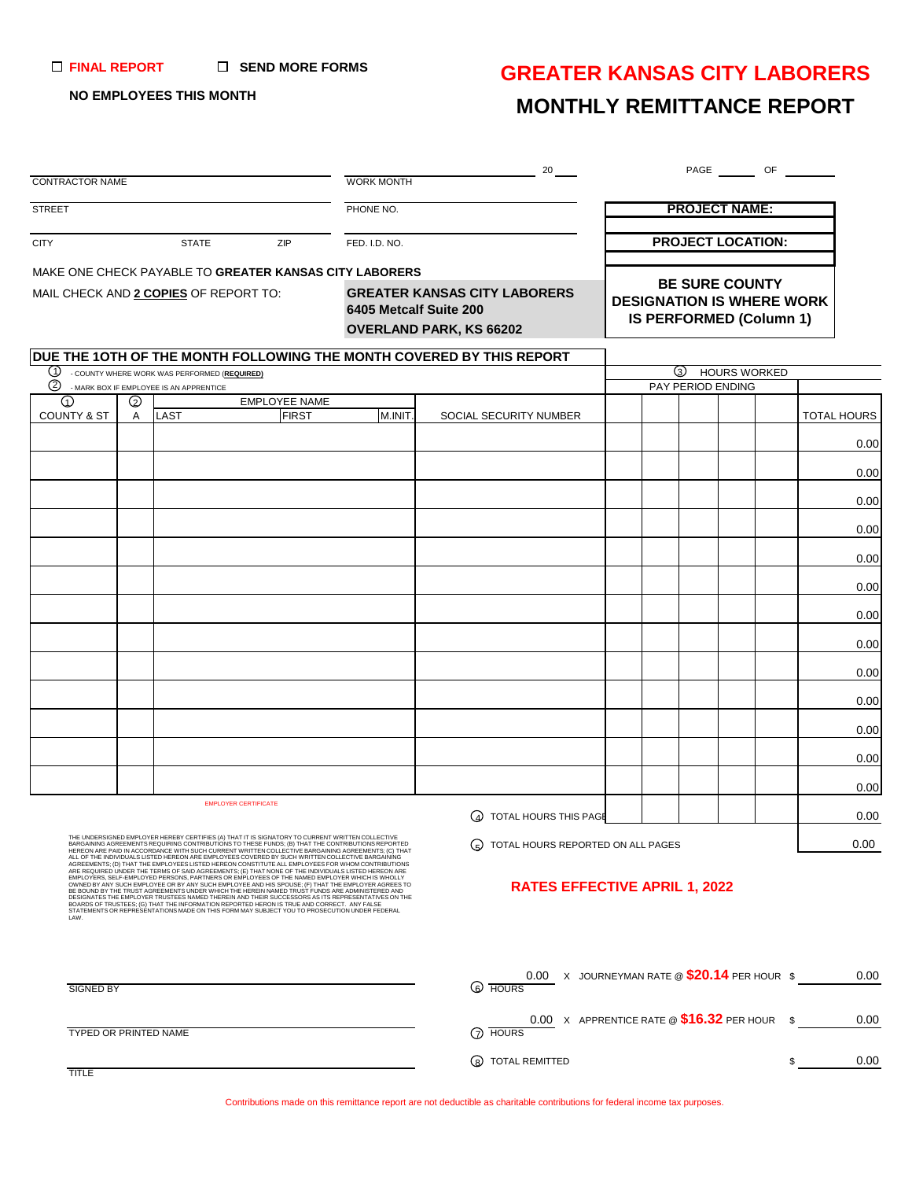☐ **FINAL REPORT** ☐ **SEND MORE FORMS**

**NO EMPLOYEES THIS MONTH**

# GREATER KANSAS CITY LABORERS

# MONTHLY REMITTANCE REPORT

CONTRACTOR NAME ______________________ WORK MONTH ______________ 20 ___ PAGE ______ OF ______

STREET ______________________ PHONE NO. ______________

CITY ________ STATE ________ ZIP ________ FED. I.D. NO. ______________

**PROJECT NAME:**

**PROJECT LOCATION:**

MAKE ONE CHECK PAYABLE TO **GREATER KANSAS CITY LABORERS**

MAIL CHECK AND **2 COPIES** OF REPORT TO:

**GREATER KANSAS CITY LABORERS**
**6405 Metcalf Suite 200**
**OVERLAND PARK, KS 66202**

**BE SURE COUNTY DESIGNATION IS WHERE WORK IS PERFORMED (Column 1)**

**DUE THE 1OTH OF THE MONTH FOLLOWING THE MONTH COVERED BY THIS REPORT**

① - COUNTY WHERE WORK WAS PERFORMED (**REQUIRED**)
② - MARK BOX IF EMPLOYEE IS AN APPRENTICE

| ① | ② | EMPLOYEE NAME | | | | ③ HOURS WORKED | | | | | |
|---|---|---|---|---|---|---|---|---|---|---|---|
| | | | | | | PAY PERIOD ENDING | | | | | |
| COUNTY & ST | A | LAST | FIRST | M.INIT. | SOCIAL SECURITY NUMBER | | | | | | TOTAL HOURS |
| | | | | | | | | | | | 0.00 |
| | | | | | | | | | | | 0.00 |
| | | | | | | | | | | | 0.00 |
| | | | | | | | | | | | 0.00 |
| | | | | | | | | | | | 0.00 |
| | | | | | | | | | | | 0.00 |
| | | | | | | | | | | | 0.00 |
| | | | | | | | | | | | 0.00 |
| | | | | | | | | | | | 0.00 |
| | | | | | | | | | | | 0.00 |
| | | | | | | | | | | | 0.00 |
| | | | | | | | | | | | 0.00 |
| | | | | | | | | | | | 0.00 |

④ TOTAL HOURS THIS PAGE 0.00

⑤ TOTAL HOURS REPORTED ON ALL PAGES 0.00

EMPLOYER CERTIFICATE

THE UNDERSIGNED EMPLOYER HEREBY CERTIFIES (A) THAT IT IS SIGNATORY TO CURRENT WRITTEN COLLECTIVE BARGAINING AGREEMENTS REQUIRING CONTRIBUTIONS TO THESE FUNDS; (B) THAT THE CONTRIBUTIONS REPORTED HEREON ARE PAID IN ACCORDANCE WITH SUCH CURRENT WRITTEN COLLECTIVE BARGAINING AGREEMENTS; (C) THAT ALL OF THE INDIVIDUALS LISTED HEREON ARE EMPLOYEES COVERED BY SUCH WRITTEN COLLECTIVE BARGAINING AGREEMENTS; (D) THAT THE EMPLOYEES LISTED HEREON CONSTITUTE ALL EMPLOYEES FOR WHOM CONTRIBUTIONS ARE REQUIRED UNDER THE TERMS OF SAID AGREEMENTS; (E) THAT NONE OF THE INDIVIDUALS LISTED HEREON ARE EMPLOYERS, SELF-EMPLOYED PERSONS, PARTNERS OR EMPLOYEES OF THE NAMED EMPLOYER WHICH IS WHOLLY OWNED BY ANY SUCH EMPLOYEE OR BY ANY SUCH EMPLOYEE AND HIS SPOUSE; (F) THAT THE EMPLOYER AGREES TO BE BOUND BY THE TRUST AGREEMENTS UNDER WHICH THE HEREIN NAMED TRUST FUNDS ARE ADMINISTERED AND DESIGNATES THE EMPLOYER TRUSTEES NAMED THEREIN AND THEIR SUCCESSORS AS ITS REPRESENTATIVES ON THE BOARDS OF TRUSTEES; (G) THAT THE INFORMATION REPORTED HERON IS TRUE AND CORRECT. ANY FALSE STATEMENTS OR REPRESENTATIONS MADE ON THIS FORM MAY SUBJECT YOU TO PROSECUTION UNDER FEDERAL LAW.

**RATES EFFECTIVE APRIL 1, 2022**

⑥ 0.00 HOURS X JOURNEYMAN RATE @ **$20.14** PER HOUR $ 0.00

⑦ 0.00 HOURS X APPRENTICE RATE @ **$16.32** PER HOUR $ 0.00

⑧ TOTAL REMITTED $ 0.00

SIGNED BY ______________________

TYPED OR PRINTED NAME ______________________

TITLE ______________________

Contributions made on this remittance report are not deductible as charitable contributions for federal income tax purposes.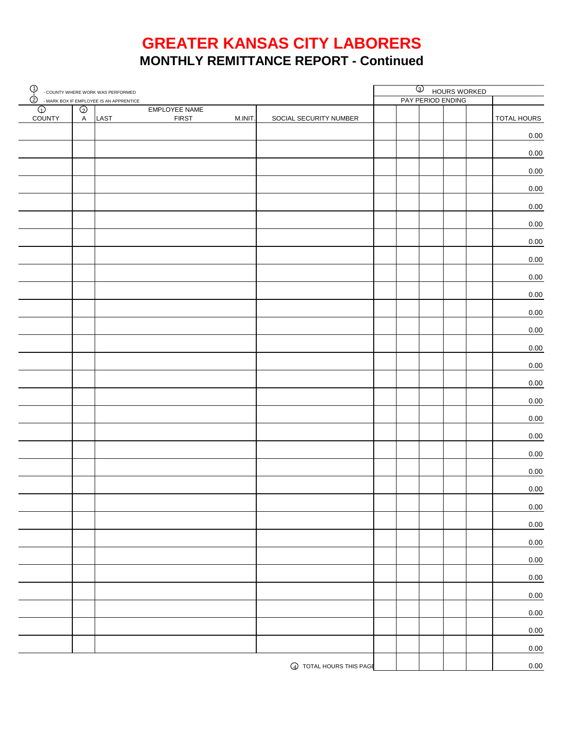# GREATER KANSAS CITY LABORERS

## MONTHLY REMITTANCE REPORT - Continued

① - COUNTY WHERE WORK WAS PERFORMED
② - MARK BOX IF EMPLOYEE IS AN APPRENTICE

| ① COUNTY | ② A | EMPLOYEE NAME LAST FIRST M.INIT. | SOCIAL SECURITY NUMBER | ③ HOURS WORKED PAY PERIOD ENDING | | | | | TOTAL HOURS |
|---|---|---|---|---|---|---|---|---|---|
| | | | | | | | | | 0.00 |
| | | | | | | | | | 0.00 |
| | | | | | | | | | 0.00 |
| | | | | | | | | | 0.00 |
| | | | | | | | | | 0.00 |
| | | | | | | | | | 0.00 |
| | | | | | | | | | 0.00 |
| | | | | | | | | | 0.00 |
| | | | | | | | | | 0.00 |
| | | | | | | | | | 0.00 |
| | | | | | | | | | 0.00 |
| | | | | | | | | | 0.00 |
| | | | | | | | | | 0.00 |
| | | | | | | | | | 0.00 |
| | | | | | | | | | 0.00 |
| | | | | | | | | | 0.00 |
| | | | | | | | | | 0.00 |
| | | | | | | | | | 0.00 |
| | | | | | | | | | 0.00 |
| | | | | | | | | | 0.00 |
| | | | | | | | | | 0.00 |
| | | | | | | | | | 0.00 |
| | | | | | | | | | 0.00 |
| | | | | | | | | | 0.00 |
| | | | | | | | | | 0.00 |
| | | | | | | | | | 0.00 |
| | | | | | | | | | 0.00 |
| | | | | | | | | | 0.00 |
| | | | | | | | | | 0.00 |
| | | | | | | | | | 0.00 |
| | | | ④ TOTAL HOURS THIS PAGE | | | | | | 0.00 |